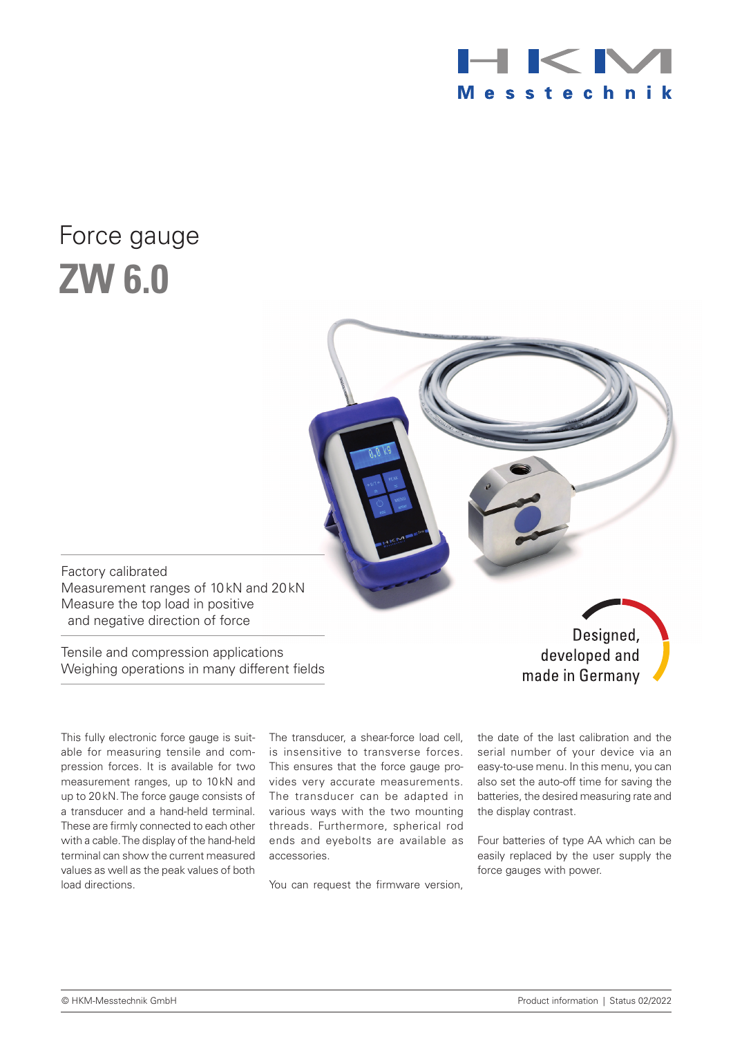HKM Messtechnik

# Force gauge

# ZW 6.0

Factory calibrated
Measurement ranges of 10 kN and 20 kN
Measure the top load in positive
and negative direction of force

Tensile and compression applications
Weighing operations in many different fields

Designed, developed and made in Germany

This fully electronic force gauge is suitable for measuring tensile and compression forces. It is available for two measurement ranges, up to 10 kN and up to 20 kN. The force gauge consists of a transducer and a hand-held terminal. These are firmly connected to each other with a cable. The display of the hand-held terminal can show the current measured values as well as the peak values of both load directions.

The transducer, a shear-force load cell, is insensitive to transverse forces. This ensures that the force gauge provides very accurate measurements. The transducer can be adapted in various ways with the two mounting threads. Furthermore, spherical rod ends and eyebolts are available as accessories.

You can request the firmware version, the date of the last calibration and the serial number of your device via an easy-to-use menu. In this menu, you can also set the auto-off time for saving the batteries, the desired measuring rate and the display contrast.

Four batteries of type AA which can be easily replaced by the user supply the force gauges with power.

© HKM-Messtechnik GmbH | Product information | Status 02/2022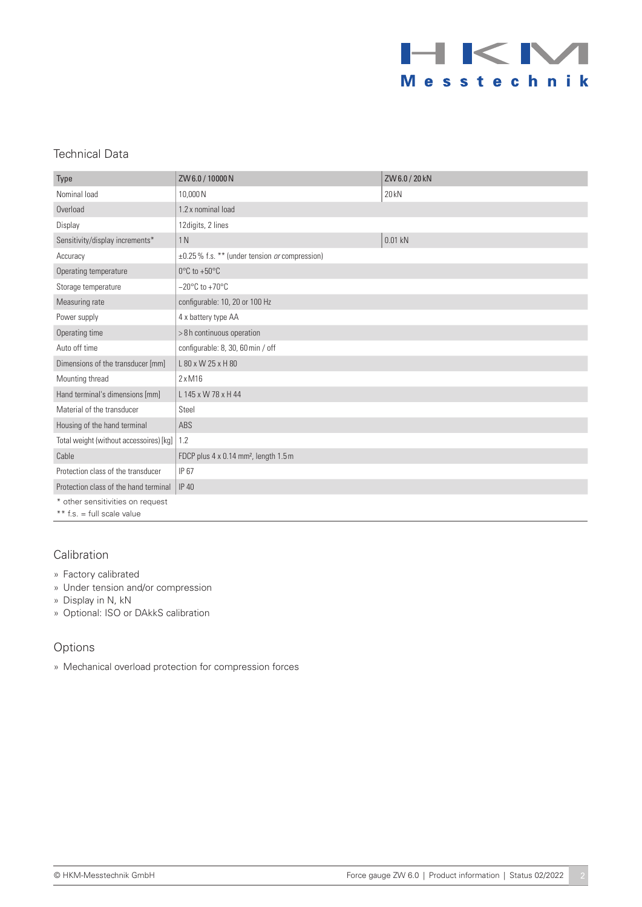## Technical Data

| Type | ZW 6.0 / 10000 N | ZW 6.0 / 20 kN |
|---|---|---|
| Nominal load | 10,000 N | 20 kN |
| Overload | 1.2 x nominal load | |
| Display | 12digits, 2 lines | |
| Sensitivity/display increments* | 1 N | 0.01 kN |
| Accuracy | ±0.25 % f.s. ** (under tension *or* compression) | |
| Operating temperature | 0°C to +50°C | |
| Storage temperature | −20°C to +70°C | |
| Measuring rate | configurable: 10, 20 or 100 Hz | |
| Power supply | 4 x battery type AA | |
| Operating time | > 8 h continuous operation | |
| Auto off time | configurable: 8, 30, 60 min / off | |
| Dimensions of the transducer [mm] | L 80 x W 25 x H 80 | |
| Mounting thread | 2 x M16 | |
| Hand terminal's dimensions [mm] | L 145 x W 78 x H 44 | |
| Material of the transducer | Steel | |
| Housing of the hand terminal | ABS | |
| Total weight (without accessoires) [kg] | 1.2 | |
| Cable | FDCP plus 4 x 0.14 mm², length 1.5 m | |
| Protection class of the transducer | IP 67 | |
| Protection class of the hand terminal | IP 40 | |

\* other sensitivities on request
** f.s. = full scale value

## Calibration

» Factory calibrated
» Under tension and/or compression
» Display in N, kN
» Optional: ISO or DAkkS calibration

## Options

» Mechanical overload protection for compression forces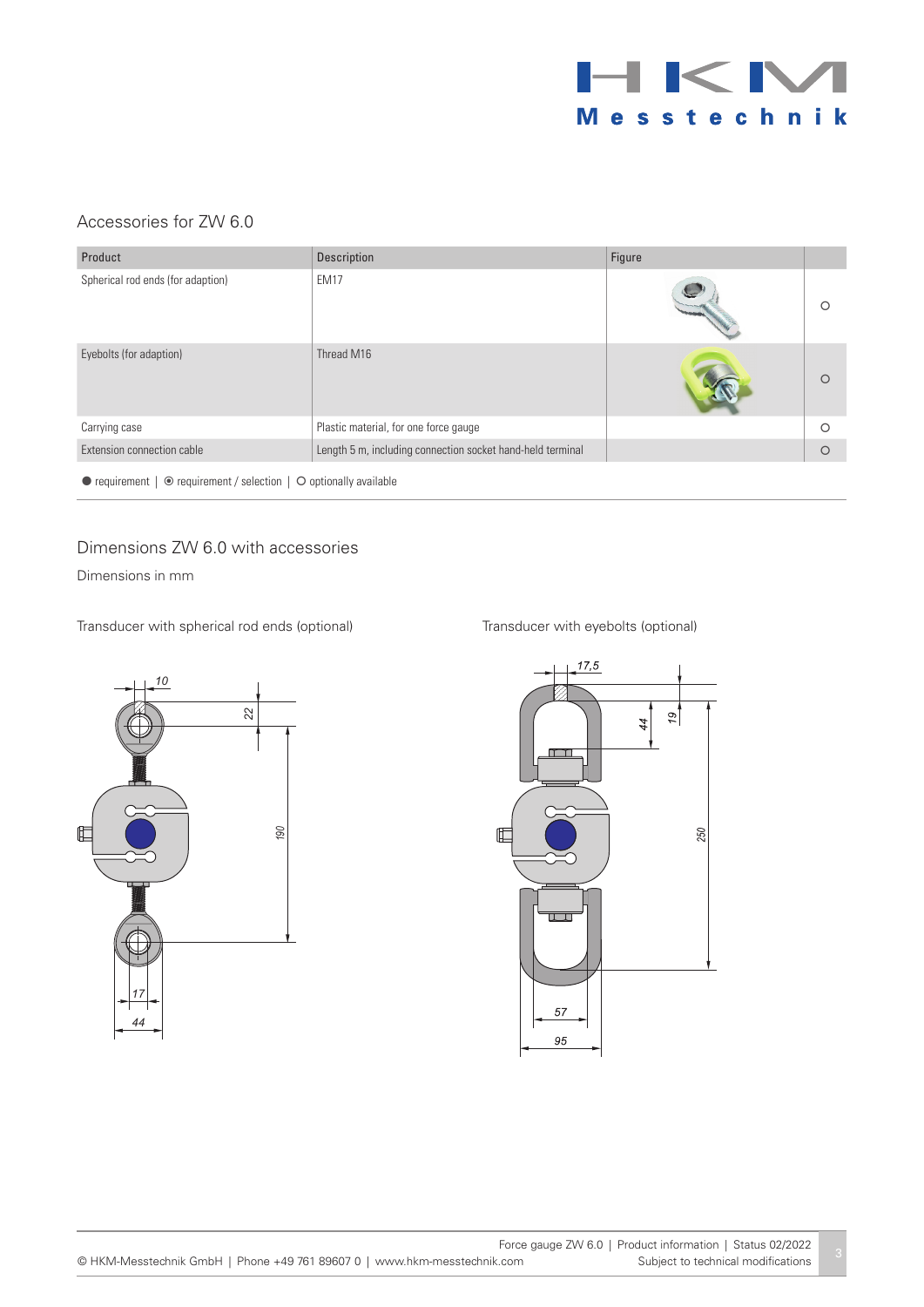## Accessories for ZW 6.0

| Product | Description | Figure | |
|---|---|---|---|
| Spherical rod ends (for adaption) | EM17 | | ○ |
| Eyebolts (for adaption) | Thread M16 | | ○ |
| Carrying case | Plastic material, for one force gauge | | ○ |
| Extension connection cable | Length 5 m, including connection socket hand-held terminal | | ○ |

● requirement | ◉ requirement / selection | ○ optionally available

## Dimensions ZW 6.0 with accessories

Dimensions in mm

Transducer with spherical rod ends (optional)

10
22
190
17
44

Transducer with eyebolts (optional)

17,5
44
19
250
57
95